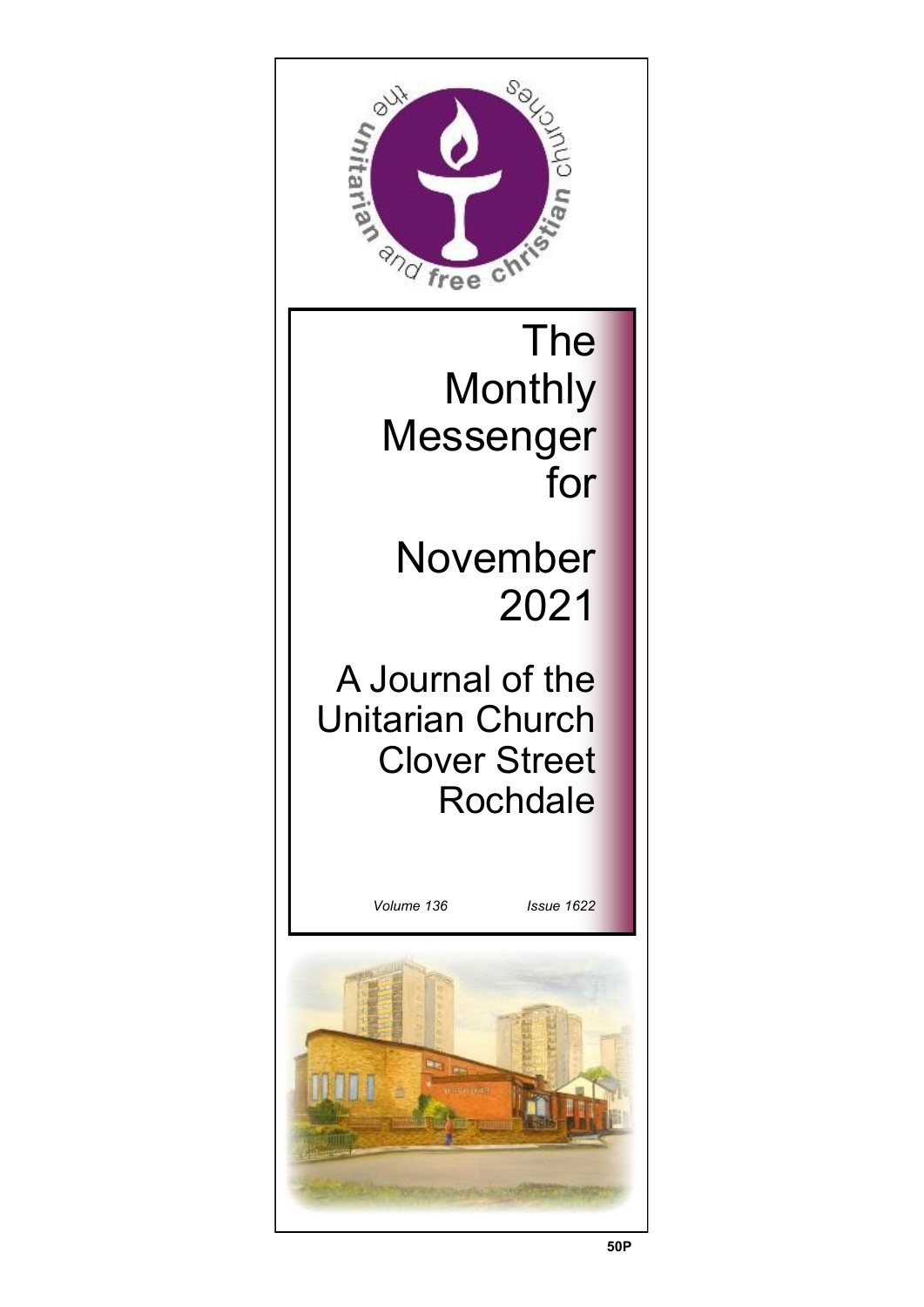the unitarian and free christian churches

# The Monthly Messenger for

# November 2021

## A Journal of the Unitarian Church Clover Street Rochdale

*Volume 136* *Issue 1622*

50P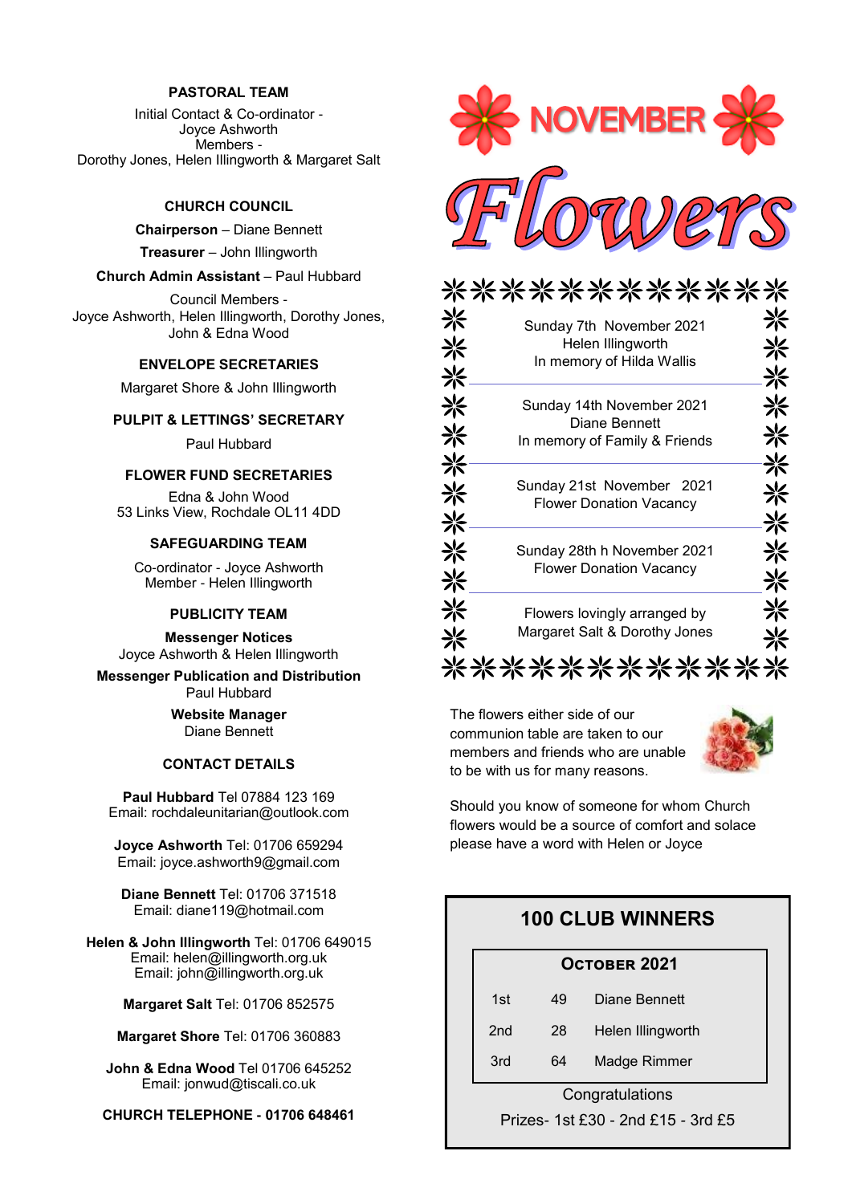## PASTORAL TEAM

Initial Contact & Co-ordinator -
Joyce Ashworth
Members -
Dorothy Jones, Helen Illingworth & Margaret Salt

## CHURCH COUNCIL

**Chairperson** – Diane Bennett

**Treasurer** – John Illingworth

**Church Admin Assistant** – Paul Hubbard

Council Members -
Joyce Ashworth, Helen Illingworth, Dorothy Jones, John & Edna Wood

## ENVELOPE SECRETARIES

Margaret Shore & John Illingworth

## PULPIT & LETTINGS' SECRETARY

Paul Hubbard

## FLOWER FUND SECRETARIES

Edna & John Wood
53 Links View, Rochdale OL11 4DD

## SAFEGUARDING TEAM

Co-ordinator - Joyce Ashworth
Member - Helen Illingworth

## PUBLICITY TEAM

**Messenger Notices**
Joyce Ashworth & Helen Illingworth

**Messenger Publication and Distribution**
Paul Hubbard

**Website Manager**
Diane Bennett

## CONTACT DETAILS

**Paul Hubbard** Tel 07884 123 169
Email: rochdaleunitarian@outlook.com

**Joyce Ashworth** Tel: 01706 659294
Email: joyce.ashworth9@gmail.com

**Diane Bennett** Tel: 01706 371518
Email: diane119@hotmail.com

**Helen & John Illingworth** Tel: 01706 649015
Email: helen@illingworth.org.uk
Email: john@illingworth.org.uk

**Margaret Salt** Tel: 01706 852575

**Margaret Shore** Tel: 01706 360883

**John & Edna Wood** Tel 01706 645252
Email: jonwud@tiscali.co.uk

**CHURCH TELEPHONE - 01706 648461**

# NOVEMBER Flowers

Sunday 7th November 2021
Helen Illingworth
In memory of Hilda Wallis

Sunday 14th November 2021
Diane Bennett
In memory of Family & Friends

Sunday 21st November 2021
Flower Donation Vacancy

Sunday 28th h November 2021
Flower Donation Vacancy

Flowers lovingly arranged by
Margaret Salt & Dorothy Jones

The flowers either side of our communion table are taken to our members and friends who are unable to be with us for many reasons.

Should you know of someone for whom Church flowers would be a source of comfort and solace please have a word with Helen or Joyce

## 100 CLUB WINNERS

| October 2021 | | |
|---|---|---|
| 1st | 49 | Diane Bennett |
| 2nd | 28 | Helen Illingworth |
| 3rd | 64 | Madge Rimmer |

Congratulations

Prizes- 1st £30 - 2nd £15 - 3rd £5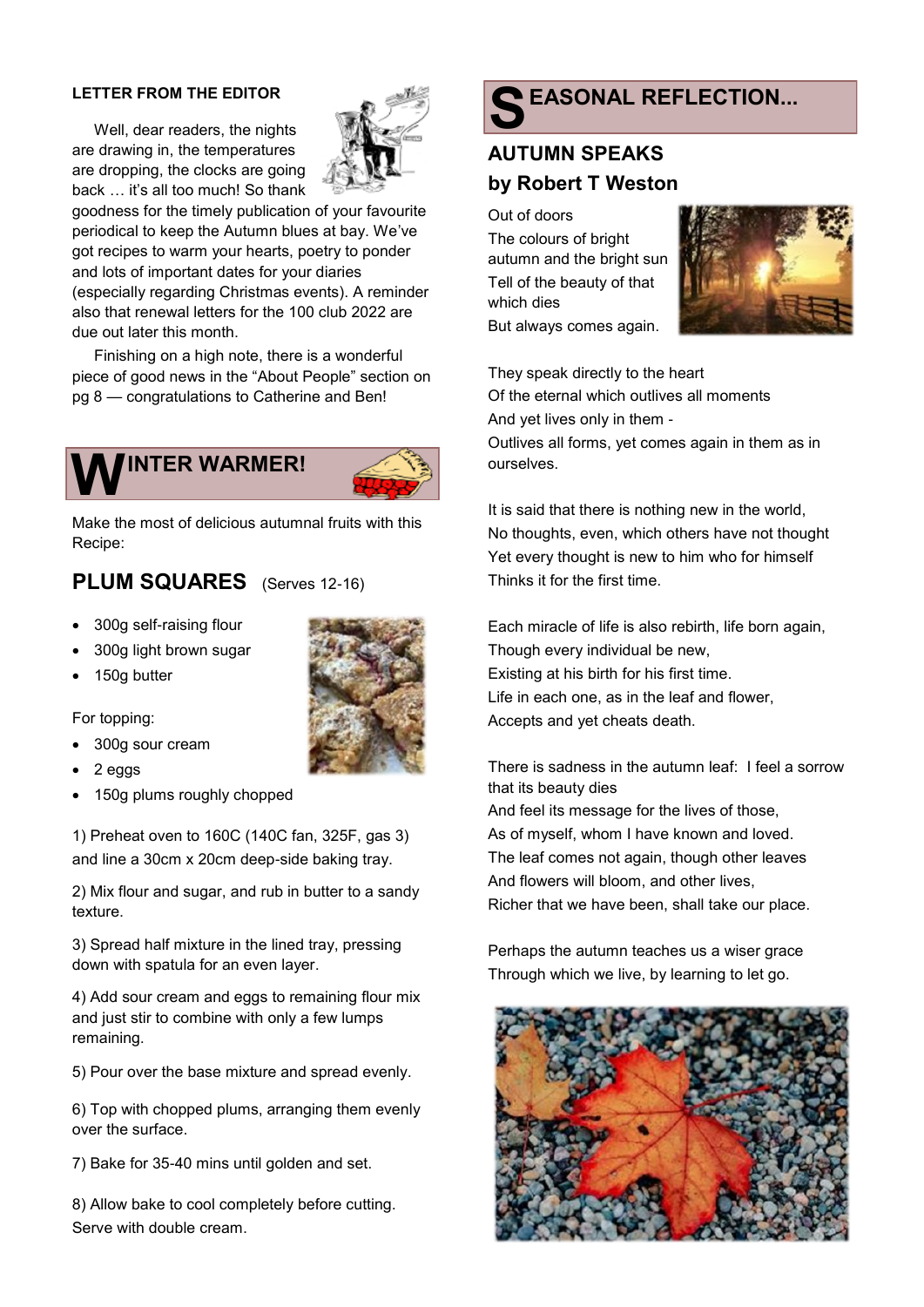## LETTER FROM THE EDITOR

Well, dear readers, the nights are drawing in, the temperatures are dropping, the clocks are going back … it's all too much! So thank goodness for the timely publication of your favourite periodical to keep the Autumn blues at bay. We've got recipes to warm your hearts, poetry to ponder and lots of important dates for your diaries (especially regarding Christmas events). A reminder also that renewal letters for the 100 club 2022 are due out later this month.

Finishing on a high note, there is a wonderful piece of good news in the "About People" section on pg 8 — congratulations to Catherine and Ben!

## WINTER WARMER!

Make the most of delicious autumnal fruits with this Recipe:

### PLUM SQUARES (Serves 12-16)

- 300g self-raising flour
- 300g light brown sugar
- 150g butter

For topping:

- 300g sour cream
- 2 eggs
- 150g plums roughly chopped

1) Preheat oven to 160C (140C fan, 325F, gas 3) and line a 30cm x 20cm deep-side baking tray.

2) Mix flour and sugar, and rub in butter to a sandy texture.

3) Spread half mixture in the lined tray, pressing down with spatula for an even layer.

4) Add sour cream and eggs to remaining flour mix and just stir to combine with only a few lumps remaining.

5) Pour over the base mixture and spread evenly.

6) Top with chopped plums, arranging them evenly over the surface.

7) Bake for 35-40 mins until golden and set.

8) Allow bake to cool completely before cutting. Serve with double cream.

## SEASONAL REFLECTION...

### AUTUMN SPEAKS
### by Robert T Weston

Out of doors
The colours of bright autumn and the bright sun
Tell of the beauty of that which dies
But always comes again.

They speak directly to the heart
Of the eternal which outlives all moments
And yet lives only in them -
Outlives all forms, yet comes again in them as in ourselves.

It is said that there is nothing new in the world,
No thoughts, even, which others have not thought
Yet every thought is new to him who for himself
Thinks it for the first time.

Each miracle of life is also rebirth, life born again,
Though every individual be new,
Existing at his birth for his first time.
Life in each one, as in the leaf and flower,
Accepts and yet cheats death.

There is sadness in the autumn leaf: I feel a sorrow that its beauty dies
And feel its message for the lives of those,
As of myself, whom I have known and loved.
The leaf comes not again, though other leaves
And flowers will bloom, and other lives,
Richer that we have been, shall take our place.

Perhaps the autumn teaches us a wiser grace
Through which we live, by learning to let go.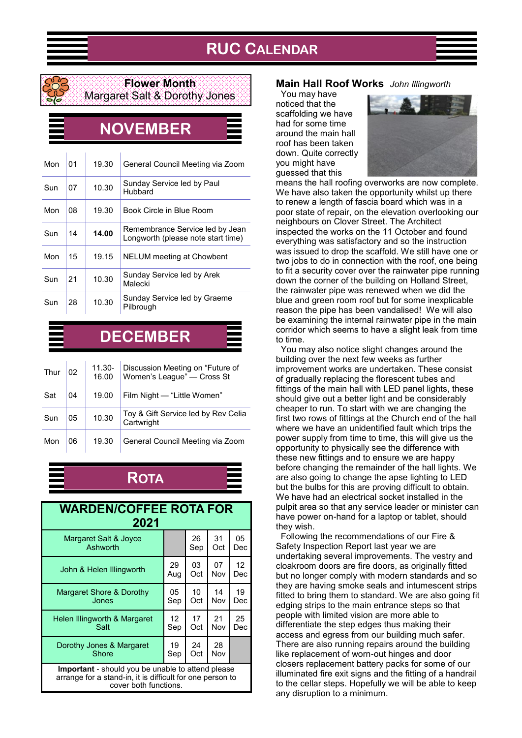# RUC Calendar

**Flower Month**
Margaret Salt & Dorothy Jones

## NOVEMBER

| | | | |
|---|---|---|---|
| Mon | 01 | 19.30 | General Council Meeting via Zoom |
| Sun | 07 | 10.30 | Sunday Service led by Paul Hubbard |
| Mon | 08 | 19.30 | Book Circle in Blue Room |
| Sun | 14 | **14.00** | Remembrance Service led by Jean Longworth (please note start time) |
| Mon | 15 | 19.15 | NELUM meeting at Chowbent |
| Sun | 21 | 10.30 | Sunday Service led by Arek Malecki |
| Sun | 28 | 10.30 | Sunday Service led by Graeme Pilbrough |

## DECEMBER

| | | | |
|---|---|---|---|
| Thur | 02 | 11.30-16.00 | Discussion Meeting on "Future of Women's League" — Cross St |
| Sat | 04 | 19.00 | Film Night — "Little Women" |
| Sun | 05 | 10.30 | Toy & Gift Service led by Rev Celia Cartwright |
| Mon | 06 | 19.30 | General Council Meeting via Zoom |

## Rota

**WARDEN/COFFEE ROTA FOR 2021**

| | | | | |
|---|---|---|---|---|
| Margaret Salt & Joyce Ashworth | | 26 Sep | 31 Oct | 05 Dec |
| John & Helen Illingworth | 29 Aug | 03 Oct | 07 Nov | 12 Dec |
| Margaret Shore & Dorothy Jones | 05 Sep | 10 Oct | 14 Nov | 19 Dec |
| Helen Illingworth & Margaret Salt | 12 Sep | 17 Oct | 21 Nov | 25 Dec |
| Dorothy Jones & Margaret Shore | 19 Sep | 24 Oct | 28 Nov | |

**Important** - should you be unable to attend please arrange for a stand-in, it is difficult for one person to cover both functions.

### Main Hall Roof Works *John Illingworth*

You may have noticed that the scaffolding we have had for some time around the main hall roof has been taken down. Quite correctly you might have guessed that this means the hall roofing overworks are now complete. We have also taken the opportunity whilst up there to renew a length of fascia board which was in a poor state of repair, on the elevation overlooking our neighbours on Clover Street. The Architect inspected the works on the 11 October and found everything was satisfactory and so the instruction was issued to drop the scaffold. We still have one or two jobs to do in connection with the roof, one being to fit a security cover over the rainwater pipe running down the corner of the building on Holland Street, the rainwater pipe was renewed when we did the blue and green room roof but for some inexplicable reason the pipe has been vandalised! We will also be examining the internal rainwater pipe in the main corridor which seems to have a slight leak from time to time.

You may also notice slight changes around the building over the next few weeks as further improvement works are undertaken. These consist of gradually replacing the florescent tubes and fittings of the main hall with LED panel lights, these should give out a better light and be considerably cheaper to run. To start with we are changing the first two rows of fittings at the Church end of the hall where we have an unidentified fault which trips the power supply from time to time, this will give us the opportunity to physically see the difference with these new fittings and to ensure we are happy before changing the remainder of the hall lights. We are also going to change the apse lighting to LED but the bulbs for this are proving difficult to obtain. We have had an electrical socket installed in the pulpit area so that any service leader or minister can have power on-hand for a laptop or tablet, should they wish.

Following the recommendations of our Fire & Safety Inspection Report last year we are undertaking several improvements. The vestry and cloakroom doors are fire doors, as originally fitted but no longer comply with modern standards and so they are having smoke seals and intumescent strips fitted to bring them to standard. We are also going fit edging strips to the main entrance steps so that people with limited vision are more able to differentiate the step edges thus making their access and egress from our building much safer. There are also running repairs around the building like replacement of worn-out hinges and door closers replacement battery packs for some of our illuminated fire exit signs and the fitting of a handrail to the cellar steps. Hopefully we will be able to keep any disruption to a minimum.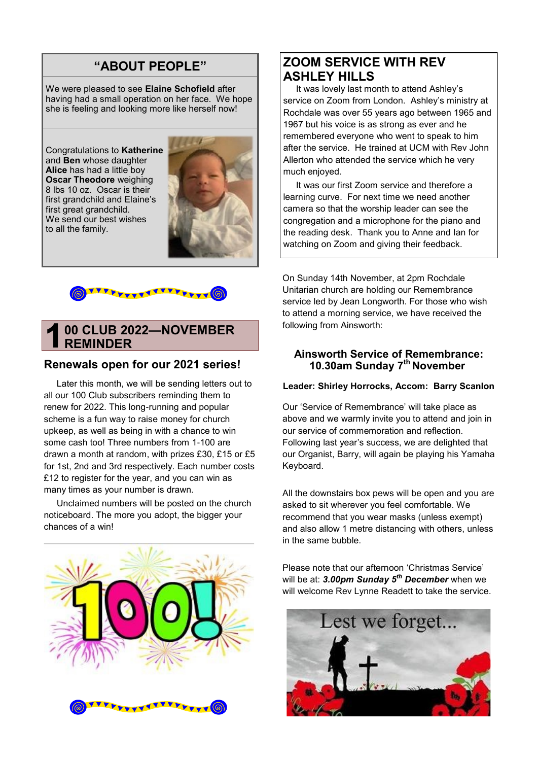## "ABOUT PEOPLE"

We were pleased to see **Elaine Schofield** after having had a small operation on her face. We hope she is feeling and looking more like herself now!

Congratulations to **Katherine** and **Ben** whose daughter **Alice** has had a little boy **Oscar Theodore** weighing 8 lbs 10 oz. Oscar is their first grandchild and Elaine's first great grandchild. We send our best wishes to all the family.

## 100 CLUB 2022—NOVEMBER REMINDER

### Renewals open for our 2021 series!

Later this month, we will be sending letters out to all our 100 Club subscribers reminding them to renew for 2022. This long-running and popular scheme is a fun way to raise money for church upkeep, as well as being in with a chance to win some cash too! Three numbers from 1-100 are drawn a month at random, with prizes £30, £15 or £5 for 1st, 2nd and 3rd respectively. Each number costs £12 to register for the year, and you can win as many times as your number is drawn.

Unclaimed numbers will be posted on the church noticeboard. The more you adopt, the bigger your chances of a win!

## ZOOM SERVICE WITH REV ASHLEY HILLS

It was lovely last month to attend Ashley's service on Zoom from London. Ashley's ministry at Rochdale was over 55 years ago between 1965 and 1967 but his voice is as strong as ever and he remembered everyone who went to speak to him after the service. He trained at UCM with Rev John Allerton who attended the service which he very much enjoyed.

It was our first Zoom service and therefore a learning curve. For next time we need another camera so that the worship leader can see the congregation and a microphone for the piano and the reading desk. Thank you to Anne and Ian for watching on Zoom and giving their feedback.

On Sunday 14th November, at 2pm Rochdale Unitarian church are holding our Remembrance service led by Jean Longworth. For those who wish to attend a morning service, we have received the following from Ainsworth:

### Ainsworth Service of Remembrance: 10.30am Sunday 7th November

**Leader: Shirley Horrocks, Accom: Barry Scanlon**

Our 'Service of Remembrance' will take place as above and we warmly invite you to attend and join in our service of commemoration and reflection. Following last year's success, we are delighted that our Organist, Barry, will again be playing his Yamaha Keyboard.

All the downstairs box pews will be open and you are asked to sit wherever you feel comfortable. We recommend that you wear masks (unless exempt) and also allow 1 metre distancing with others, unless in the same bubble.

Please note that our afternoon 'Christmas Service' will be at: ***3.00pm Sunday 5th December*** when we will welcome Rev Lynne Readett to take the service.

Lest we forget...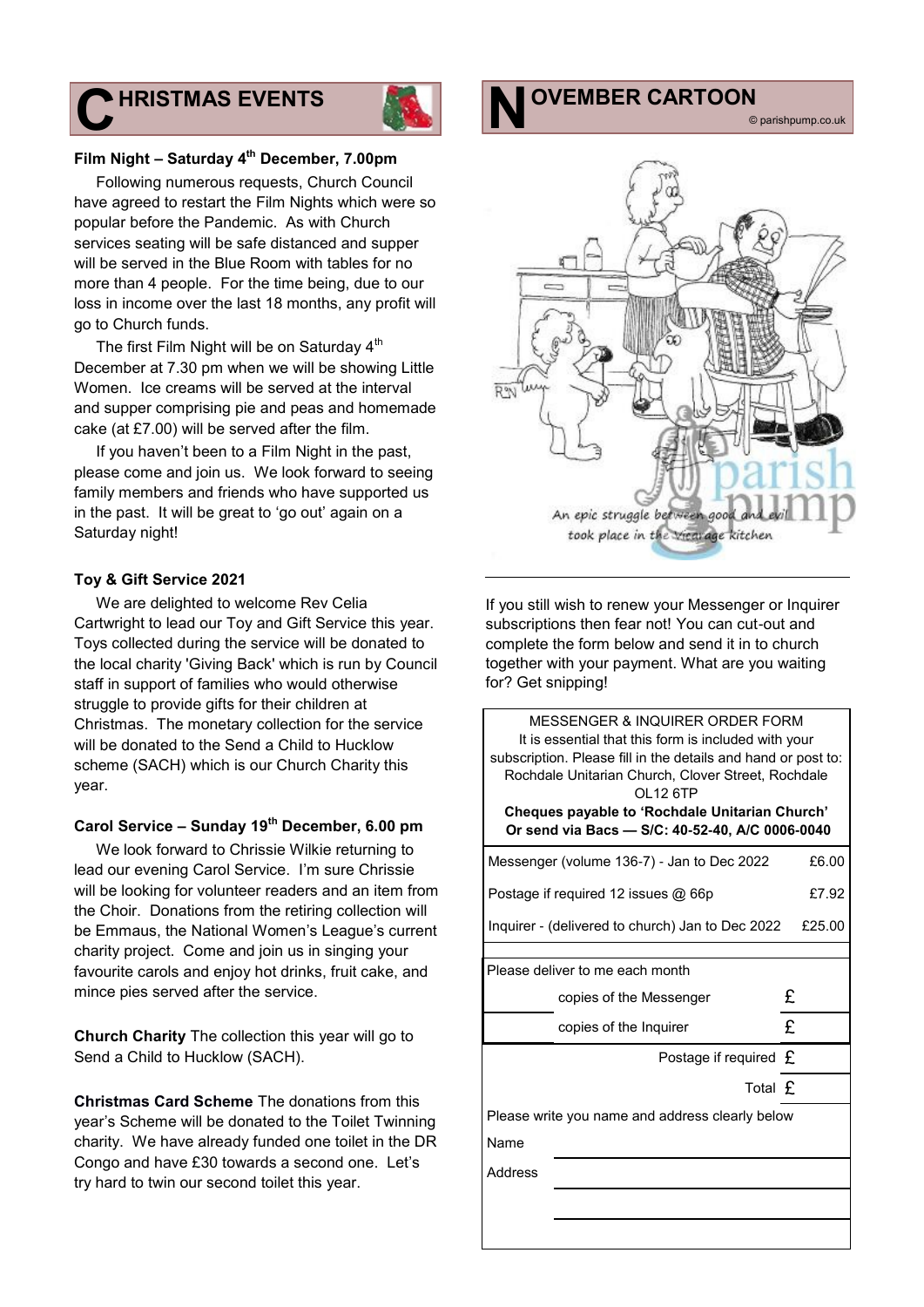# CHRISTMAS EVENTS

### Film Night – Saturday 4th December, 7.00pm

Following numerous requests, Church Council have agreed to restart the Film Nights which were so popular before the Pandemic. As with Church services seating will be safe distanced and supper will be served in the Blue Room with tables for no more than 4 people. For the time being, due to our loss in income over the last 18 months, any profit will go to Church funds.

The first Film Night will be on Saturday 4th December at 7.30 pm when we will be showing Little Women. Ice creams will be served at the interval and supper comprising pie and peas and homemade cake (at £7.00) will be served after the film.

If you haven't been to a Film Night in the past, please come and join us. We look forward to seeing family members and friends who have supported us in the past. It will be great to 'go out' again on a Saturday night!

### Toy & Gift Service 2021

We are delighted to welcome Rev Celia Cartwright to lead our Toy and Gift Service this year. Toys collected during the service will be donated to the local charity 'Giving Back' which is run by Council staff in support of families who would otherwise struggle to provide gifts for their children at Christmas. The monetary collection for the service will be donated to the Send a Child to Hucklow scheme (SACH) which is our Church Charity this year.

### Carol Service – Sunday 19th December, 6.00 pm

We look forward to Chrissie Wilkie returning to lead our evening Carol Service. I'm sure Chrissie will be looking for volunteer readers and an item from the Choir. Donations from the retiring collection will be Emmaus, the National Women's League's current charity project. Come and join us in singing your favourite carols and enjoy hot drinks, fruit cake, and mince pies served after the service.

**Church Charity** The collection this year will go to Send a Child to Hucklow (SACH).

**Christmas Card Scheme** The donations from this year's Scheme will be donated to the Toilet Twinning charity. We have already funded one toilet in the DR Congo and have £30 towards a second one. Let's try hard to twin our second toilet this year.

# NOVEMBER CARTOON

© parishpump.co.uk

An epic struggle between good and evil took place in the Vicarage kitchen

---

If you still wish to renew your Messenger or Inquirer subscriptions then fear not! You can cut-out and complete the form below and send it in to church together with your payment. What are you waiting for? Get snipping!

MESSENGER & INQUIRER ORDER FORM

It is essential that this form is included with your subscription. Please fill in the details and hand or post to: Rochdale Unitarian Church, Clover Street, Rochdale OL12 6TP

**Cheques payable to 'Rochdale Unitarian Church'**
**Or send via Bacs — S/C: 40-52-40, A/C 0006-0040**

| | |
|---|---|
| Messenger (volume 136-7) - Jan to Dec 2022 | £6.00 |
| Postage if required 12 issues @ 66p | £7.92 |
| Inquirer - (delivered to church) Jan to Dec 2022 | £25.00 |

Please deliver to me each month

| | | |
|---|---|---|
| | copies of the Messenger | £ |
| | copies of the Inquirer | £ |
| | Postage if required | £ |
| | Total | £ |

Please write you name and address clearly below

Name

Address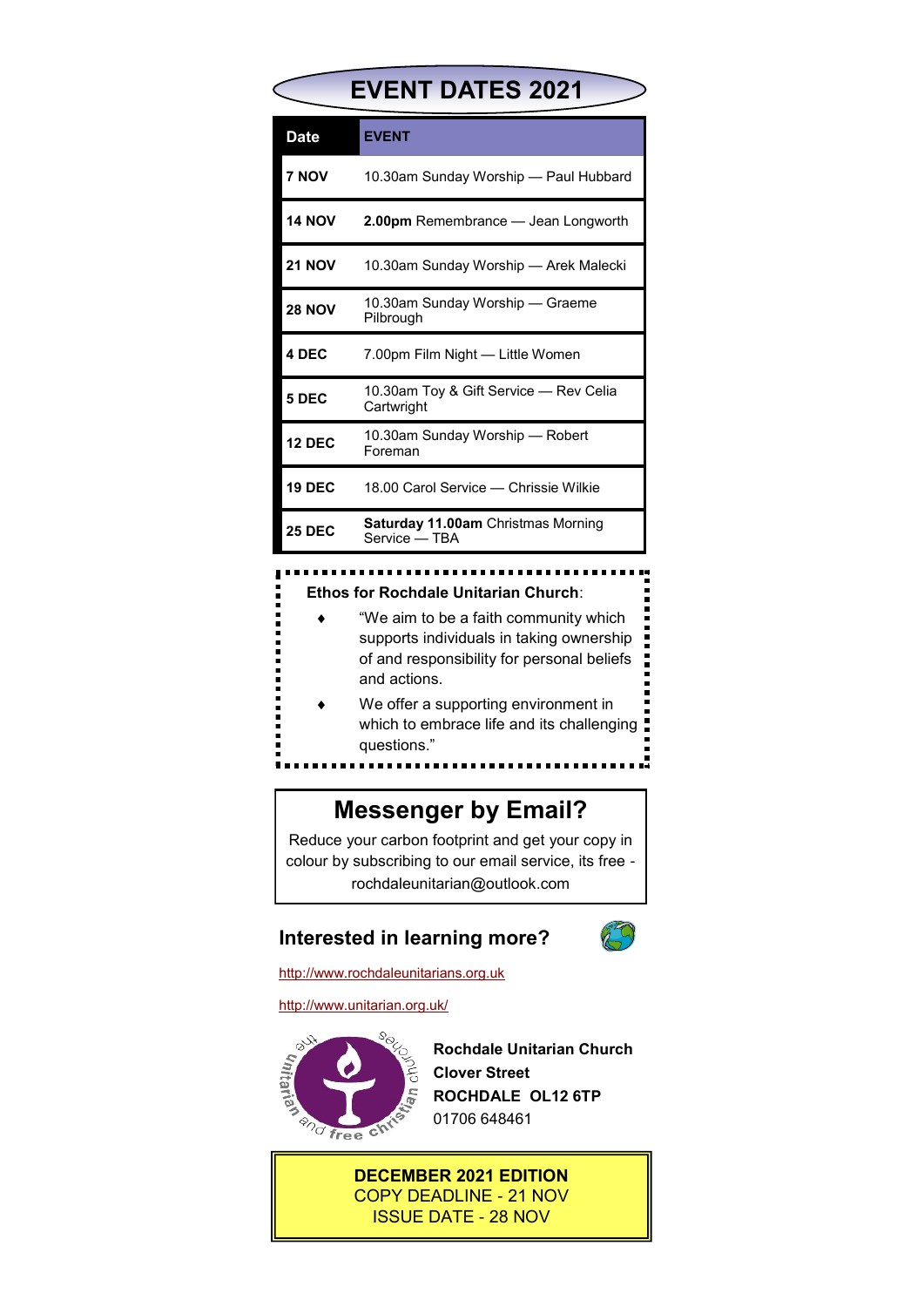# EVENT DATES 2021

| Date | EVENT |
|---|---|
| **7 NOV** | 10.30am Sunday Worship — Paul Hubbard |
| **14 NOV** | **2.00pm** Remembrance — Jean Longworth |
| **21 NOV** | 10.30am Sunday Worship — Arek Malecki |
| **28 NOV** | 10.30am Sunday Worship — Graeme Pilbrough |
| **4 DEC** | 7.00pm Film Night — Little Women |
| **5 DEC** | 10.30am Toy & Gift Service — Rev Celia Cartwright |
| **12 DEC** | 10.30am Sunday Worship — Robert Foreman |
| **19 DEC** | 18.00 Carol Service — Chrissie Wilkie |
| **25 DEC** | **Saturday 11.00am** Christmas Morning Service — TBA |

**Ethos for Rochdale Unitarian Church**:

- "We aim to be a faith community which supports individuals in taking ownership of and responsibility for personal beliefs and actions.
- We offer a supporting environment in which to embrace life and its challenging questions."

## Messenger by Email?

Reduce your carbon footprint and get your copy in colour by subscribing to our email service, its free - rochdaleunitarian@outlook.com

## Interested in learning more?

http://www.rochdaleunitarians.org.uk

http://www.unitarian.org.uk/

the unitarian and free christian churches

**Rochdale Unitarian Church**
**Clover Street**
**ROCHDALE OL12 6TP**
01706 648461

**DECEMBER 2021 EDITION**
COPY DEADLINE - 21 NOV
ISSUE DATE - 28 NOV